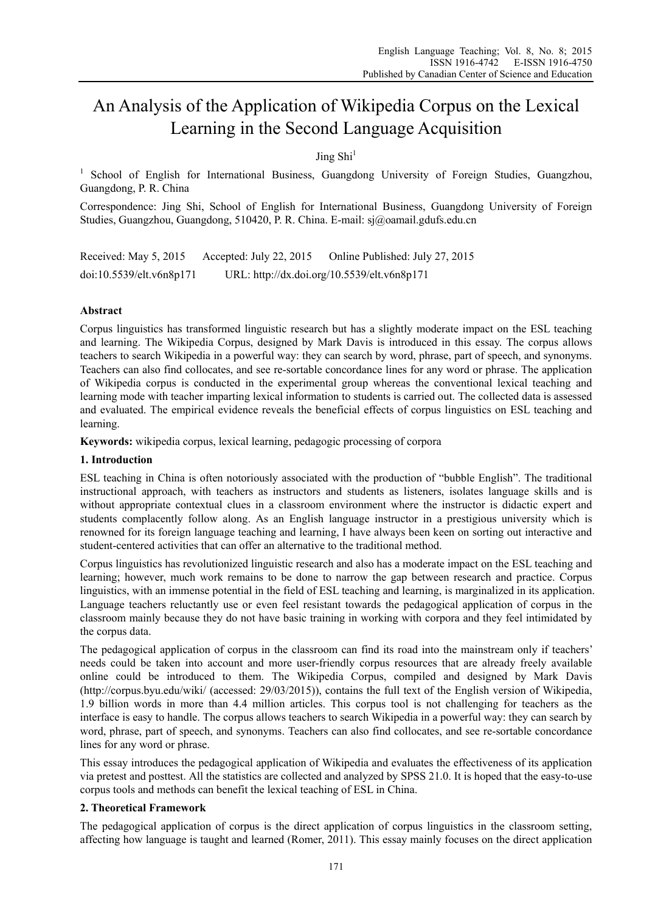# An Analysis of the Application of Wikipedia Corpus on the Lexical Learning in the Second Language Acquisition

Jing Shi[1]

[1] School of English for International Business, Guangdong University of Foreign Studies, Guangzhou, Guangdong, P. R. China

Correspondence: Jing Shi, School of English for International Business, Guangdong University of Foreign Studies, Guangzhou, Guangdong, 510420, P. R. China. E-mail: sj@oamail.gdufs.edu.cn

Received: May 5, 2015 Accepted: July 22, 2015 Online Published: July 27, 2015

doi:10.5539/elt.v6n8p171 URL: http://dx.doi.org/10.5539/elt.v6n8p171

## Abstract

Corpus linguistics has transformed linguistic research but has a slightly moderate impact on the ESL teaching and learning. The Wikipedia Corpus, designed by Mark Davis is introduced in this essay. The corpus allows teachers to search Wikipedia in a powerful way: they can search by word, phrase, part of speech, and synonyms. Teachers can also find collocates, and see re-sortable concordance lines for any word or phrase. The application of Wikipedia corpus is conducted in the experimental group whereas the conventional lexical teaching and learning mode with teacher imparting lexical information to students is carried out. The collected data is assessed and evaluated. The empirical evidence reveals the beneficial effects of corpus linguistics on ESL teaching and learning.

**Keywords:** wikipedia corpus, lexical learning, pedagogic processing of corpora

## 1. Introduction

ESL teaching in China is often notoriously associated with the production of "bubble English". The traditional instructional approach, with teachers as instructors and students as listeners, isolates language skills and is without appropriate contextual clues in a classroom environment where the instructor is didactic expert and students complacently follow along. As an English language instructor in a prestigious university which is renowned for its foreign language teaching and learning, I have always been keen on sorting out interactive and student-centered activities that can offer an alternative to the traditional method.

Corpus linguistics has revolutionized linguistic research and also has a moderate impact on the ESL teaching and learning; however, much work remains to be done to narrow the gap between research and practice. Corpus linguistics, with an immense potential in the field of ESL teaching and learning, is marginalized in its application. Language teachers reluctantly use or even feel resistant towards the pedagogical application of corpus in the classroom mainly because they do not have basic training in working with corpora and they feel intimidated by the corpus data.

The pedagogical application of corpus in the classroom can find its road into the mainstream only if teachers' needs could be taken into account and more user-friendly corpus resources that are already freely available online could be introduced to them. The Wikipedia Corpus, compiled and designed by Mark Davis (http://corpus.byu.edu/wiki/ (accessed: 29/03/2015)), contains the full text of the English version of Wikipedia, 1.9 billion words in more than 4.4 million articles. This corpus tool is not challenging for teachers as the interface is easy to handle. The corpus allows teachers to search Wikipedia in a powerful way: they can search by word, phrase, part of speech, and synonyms. Teachers can also find collocates, and see re-sortable concordance lines for any word or phrase.

This essay introduces the pedagogical application of Wikipedia and evaluates the effectiveness of its application via pretest and posttest. All the statistics are collected and analyzed by SPSS 21.0. It is hoped that the easy-to-use corpus tools and methods can benefit the lexical teaching of ESL in China.

## 2. Theoretical Framework

The pedagogical application of corpus is the direct application of corpus linguistics in the classroom setting, affecting how language is taught and learned (Romer, 2011). This essay mainly focuses on the direct application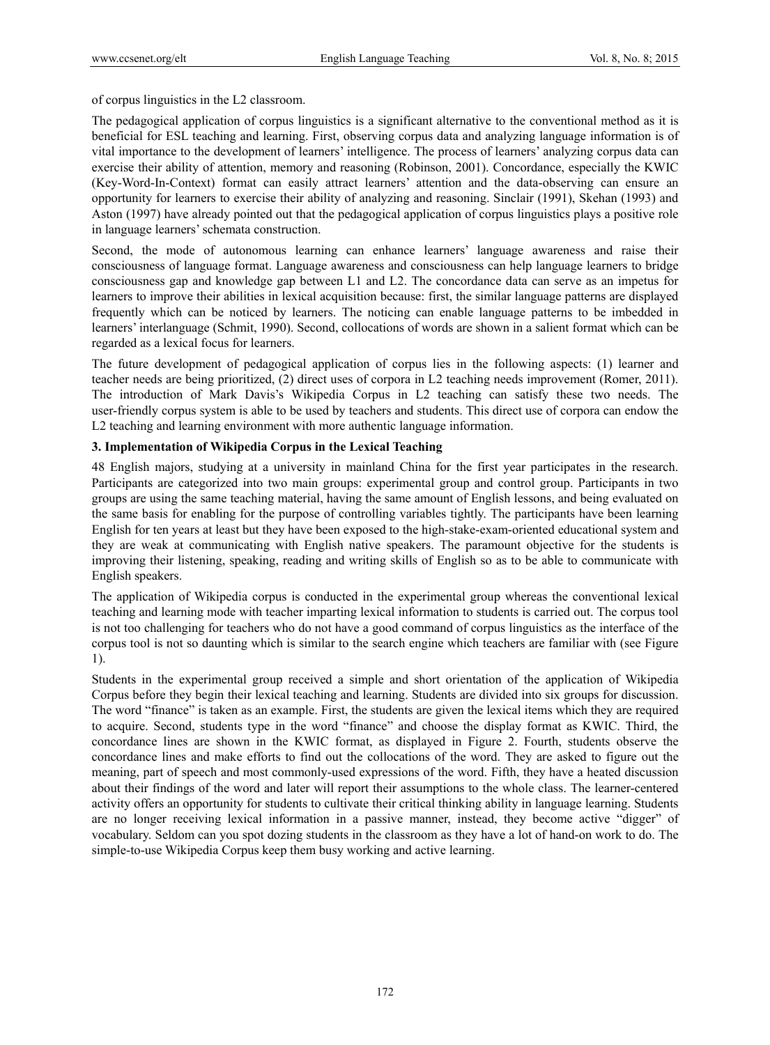of corpus linguistics in the L2 classroom.

The pedagogical application of corpus linguistics is a significant alternative to the conventional method as it is beneficial for ESL teaching and learning. First, observing corpus data and analyzing language information is of vital importance to the development of learners' intelligence. The process of learners' analyzing corpus data can exercise their ability of attention, memory and reasoning (Robinson, 2001). Concordance, especially the KWIC (Key-Word-In-Context) format can easily attract learners' attention and the data-observing can ensure an opportunity for learners to exercise their ability of analyzing and reasoning. Sinclair (1991), Skehan (1993) and Aston (1997) have already pointed out that the pedagogical application of corpus linguistics plays a positive role in language learners' schemata construction.

Second, the mode of autonomous learning can enhance learners' language awareness and raise their consciousness of language format. Language awareness and consciousness can help language learners to bridge consciousness gap and knowledge gap between L1 and L2. The concordance data can serve as an impetus for learners to improve their abilities in lexical acquisition because: first, the similar language patterns are displayed frequently which can be noticed by learners. The noticing can enable language patterns to be imbedded in learners' interlanguage (Schmit, 1990). Second, collocations of words are shown in a salient format which can be regarded as a lexical focus for learners.

The future development of pedagogical application of corpus lies in the following aspects: (1) learner and teacher needs are being prioritized, (2) direct uses of corpora in L2 teaching needs improvement (Romer, 2011). The introduction of Mark Davis's Wikipedia Corpus in L2 teaching can satisfy these two needs. The user-friendly corpus system is able to be used by teachers and students. This direct use of corpora can endow the L2 teaching and learning environment with more authentic language information.

## 3. Implementation of Wikipedia Corpus in the Lexical Teaching

48 English majors, studying at a university in mainland China for the first year participates in the research. Participants are categorized into two main groups: experimental group and control group. Participants in two groups are using the same teaching material, having the same amount of English lessons, and being evaluated on the same basis for enabling for the purpose of controlling variables tightly. The participants have been learning English for ten years at least but they have been exposed to the high-stake-exam-oriented educational system and they are weak at communicating with English native speakers. The paramount objective for the students is improving their listening, speaking, reading and writing skills of English so as to be able to communicate with English speakers.

The application of Wikipedia corpus is conducted in the experimental group whereas the conventional lexical teaching and learning mode with teacher imparting lexical information to students is carried out. The corpus tool is not too challenging for teachers who do not have a good command of corpus linguistics as the interface of the corpus tool is not so daunting which is similar to the search engine which teachers are familiar with (see Figure 1).

Students in the experimental group received a simple and short orientation of the application of Wikipedia Corpus before they begin their lexical teaching and learning. Students are divided into six groups for discussion. The word "finance" is taken as an example. First, the students are given the lexical items which they are required to acquire. Second, students type in the word "finance" and choose the display format as KWIC. Third, the concordance lines are shown in the KWIC format, as displayed in Figure 2. Fourth, students observe the concordance lines and make efforts to find out the collocations of the word. They are asked to figure out the meaning, part of speech and most commonly-used expressions of the word. Fifth, they have a heated discussion about their findings of the word and later will report their assumptions to the whole class. The learner-centered activity offers an opportunity for students to cultivate their critical thinking ability in language learning. Students are no longer receiving lexical information in a passive manner, instead, they become active "digger" of vocabulary. Seldom can you spot dozing students in the classroom as they have a lot of hand-on work to do. The simple-to-use Wikipedia Corpus keep them busy working and active learning.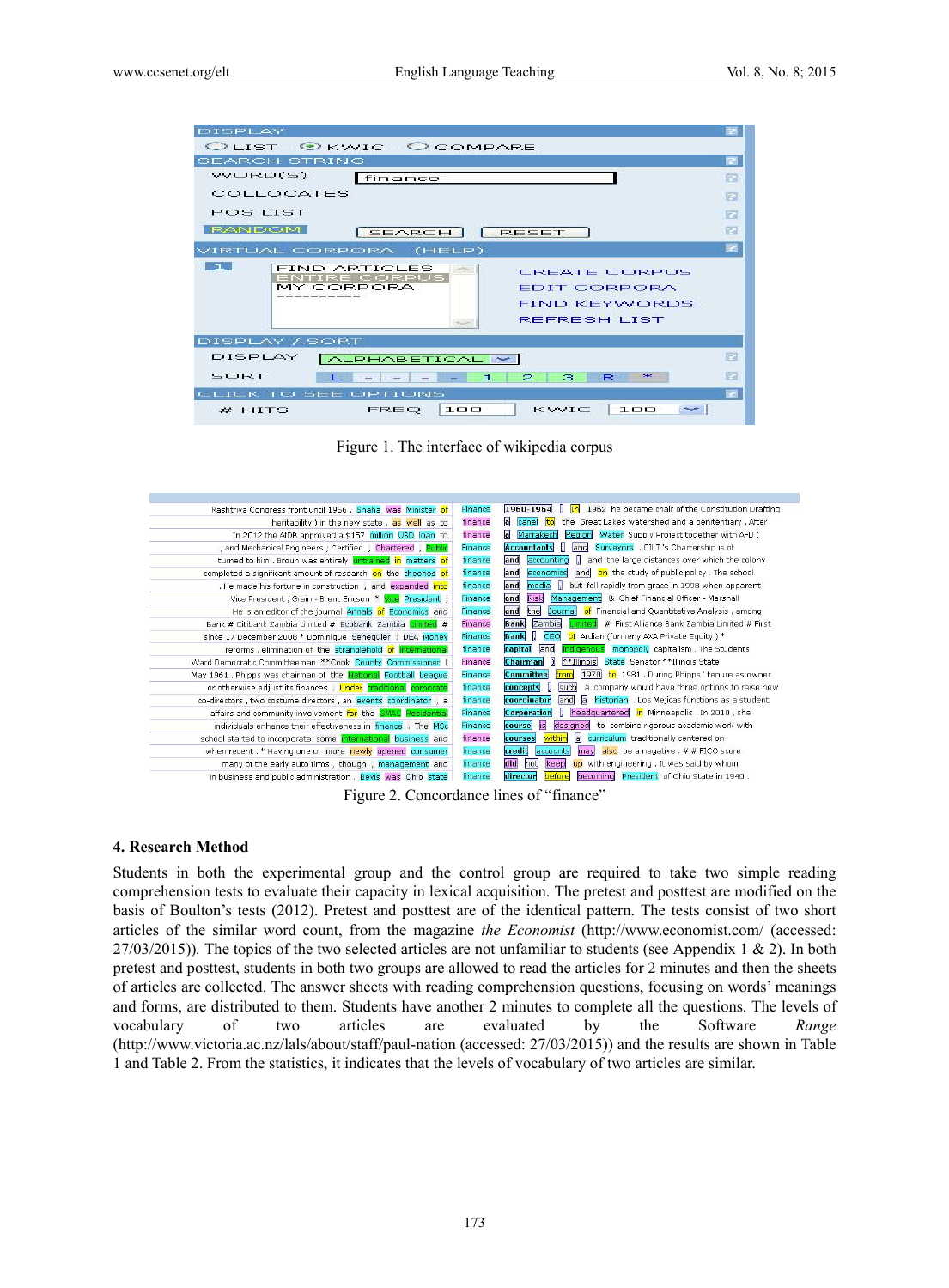Figure 1. The interface of wikipedia corpus

Figure 2. Concordance lines of "finance"

## 4. Research Method

Students in both the experimental group and the control group are required to take two simple reading comprehension tests to evaluate their capacity in lexical acquisition. The pretest and posttest are modified on the basis of Boulton's tests (2012). Pretest and posttest are of the identical pattern. The tests consist of two short articles of the similar word count, from the magazine *the Economist* (http://www.economist.com/ (accessed: 27/03/2015)). The topics of the two selected articles are not unfamiliar to students (see Appendix 1 & 2). In both pretest and posttest, students in both two groups are allowed to read the articles for 2 minutes and then the sheets of articles are collected. The answer sheets with reading comprehension questions, focusing on words' meanings and forms, are distributed to them. Students have another 2 minutes to complete all the questions. The levels of vocabulary of two articles are evaluated by the Software *Range* (http://www.victoria.ac.nz/lals/about/staff/paul-nation (accessed: 27/03/2015)) and the results are shown in Table 1 and Table 2. From the statistics, it indicates that the levels of vocabulary of two articles are similar.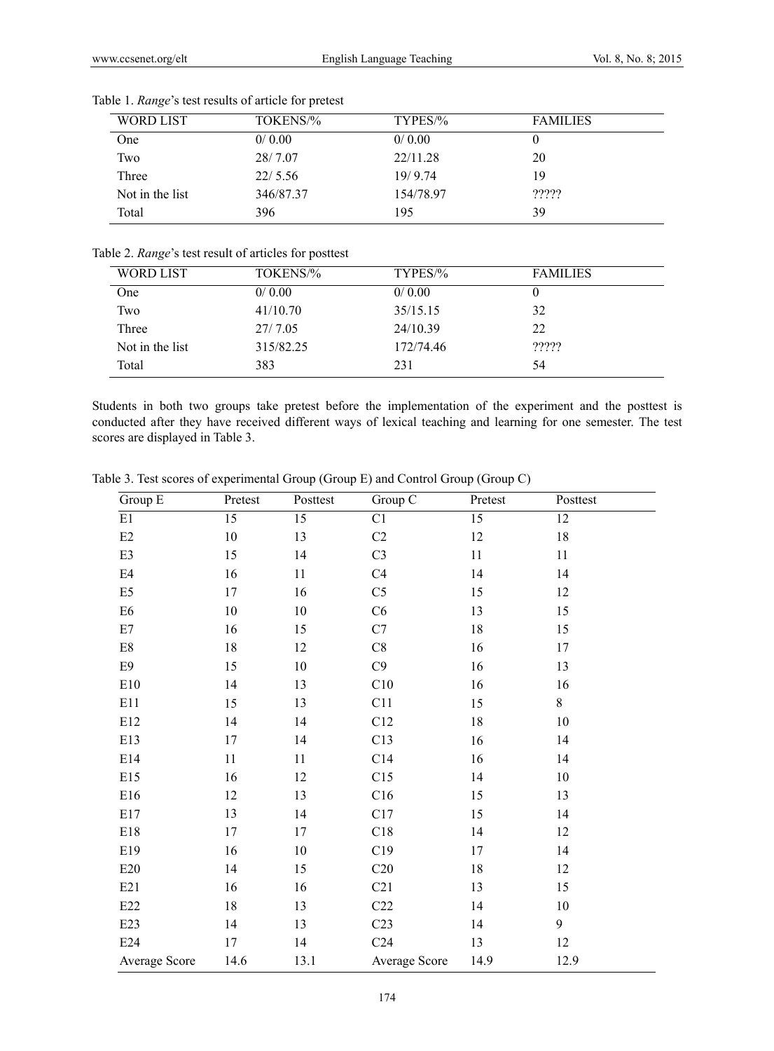Table 1. *Range*'s test results of article for pretest

| WORD LIST | TOKENS/% | TYPES/% | FAMILIES |
| --- | --- | --- | --- |
| One | 0/ 0.00 | 0/ 0.00 | 0 |
| Two | 28/ 7.07 | 22/11.28 | 20 |
| Three | 22/ 5.56 | 19/ 9.74 | 19 |
| Not in the list | 346/87.37 | 154/78.97 | ????? |
| Total | 396 | 195 | 39 |

Table 2. *Range*'s test result of articles for posttest

| WORD LIST | TOKENS/% | TYPES/% | FAMILIES |
| --- | --- | --- | --- |
| One | 0/ 0.00 | 0/ 0.00 | 0 |
| Two | 41/10.70 | 35/15.15 | 32 |
| Three | 27/ 7.05 | 24/10.39 | 22 |
| Not in the list | 315/82.25 | 172/74.46 | ????? |
| Total | 383 | 231 | 54 |

Students in both two groups take pretest before the implementation of the experiment and the posttest is conducted after they have received different ways of lexical teaching and learning for one semester. The test scores are displayed in Table 3.

Table 3. Test scores of experimental Group (Group E) and Control Group (Group C)

| Group E | Pretest | Posttest | Group C | Pretest | Posttest |
| --- | --- | --- | --- | --- | --- |
| E1 | 15 | 15 | C1 | 15 | 12 |
| E2 | 10 | 13 | C2 | 12 | 18 |
| E3 | 15 | 14 | C3 | 11 | 11 |
| E4 | 16 | 11 | C4 | 14 | 14 |
| E5 | 17 | 16 | C5 | 15 | 12 |
| E6 | 10 | 10 | C6 | 13 | 15 |
| E7 | 16 | 15 | C7 | 18 | 15 |
| E8 | 18 | 12 | C8 | 16 | 17 |
| E9 | 15 | 10 | C9 | 16 | 13 |
| E10 | 14 | 13 | C10 | 16 | 16 |
| E11 | 15 | 13 | C11 | 15 | 8 |
| E12 | 14 | 14 | C12 | 18 | 10 |
| E13 | 17 | 14 | C13 | 16 | 14 |
| E14 | 11 | 11 | C14 | 16 | 14 |
| E15 | 16 | 12 | C15 | 14 | 10 |
| E16 | 12 | 13 | C16 | 15 | 13 |
| E17 | 13 | 14 | C17 | 15 | 14 |
| E18 | 17 | 17 | C18 | 14 | 12 |
| E19 | 16 | 10 | C19 | 17 | 14 |
| E20 | 14 | 15 | C20 | 18 | 12 |
| E21 | 16 | 16 | C21 | 13 | 15 |
| E22 | 18 | 13 | C22 | 14 | 10 |
| E23 | 14 | 13 | C23 | 14 | 9 |
| E24 | 17 | 14 | C24 | 13 | 12 |
| Average Score | 14.6 | 13.1 | Average Score | 14.9 | 12.9 |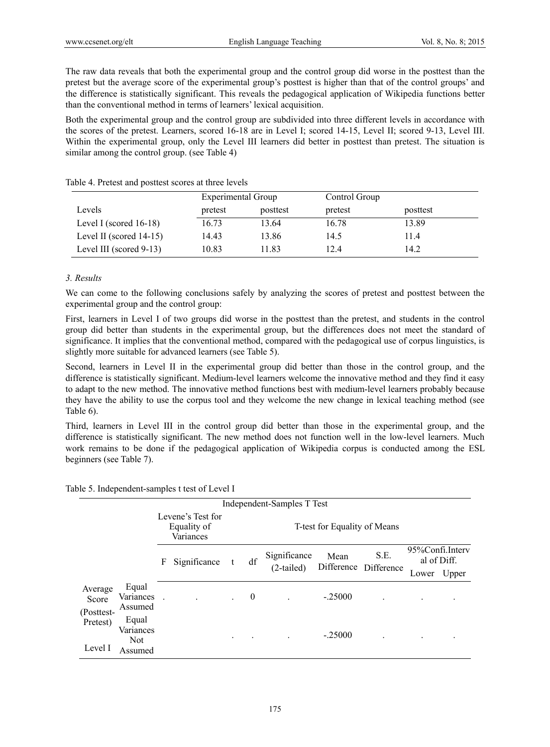The raw data reveals that both the experimental group and the control group did worse in the posttest than the pretest but the average score of the experimental group's posttest is higher than that of the control groups' and the difference is statistically significant. This reveals the pedagogical application of Wikipedia functions better than the conventional method in terms of learners' lexical acquisition.

Both the experimental group and the control group are subdivided into three different levels in accordance with the scores of the pretest. Learners, scored 16-18 are in Level I; scored 14-15, Level II; scored 9-13, Level III. Within the experimental group, only the Level III learners did better in posttest than pretest. The situation is similar among the control group. (see Table 4)

Table 4. Pretest and posttest scores at three levels

| | Experimental Group | | Control Group | |
|---|---|---|---|---|
| Levels | pretest | posttest | pretest | posttest |
| Level I (scored 16-18) | 16.73 | 13.64 | 16.78 | 13.89 |
| Level II (scored 14-15) | 14.43 | 13.86 | 14.5 | 11.4 |
| Level III (scored 9-13) | 10.83 | 11.83 | 12.4 | 14.2 |

### *3. Results*

We can come to the following conclusions safely by analyzing the scores of pretest and posttest between the experimental group and the control group:

First, learners in Level I of two groups did worse in the posttest than the pretest, and students in the control group did better than students in the experimental group, but the differences does not meet the standard of significance. It implies that the conventional method, compared with the pedagogical use of corpus linguistics, is slightly more suitable for advanced learners (see Table 5).

Second, learners in Level II in the experimental group did better than those in the control group, and the difference is statistically significant. Medium-level learners welcome the innovative method and they find it easy to adapt to the new method. The innovative method functions best with medium-level learners probably because they have the ability to use the corpus tool and they welcome the new change in lexical teaching method (see Table 6).

Third, learners in Level III in the control group did better than those in the experimental group, and the difference is statistically significant. The new method does not function well in the low-level learners. Much work remains to be done if the pedagogical application of Wikipedia corpus is conducted among the ESL beginners (see Table 7).

Table 5. Independent-samples t test of Level I

| Independent-Samples T Test | | | | | | | | | | |
|---|---|---|---|---|---|---|---|---|---|---|
| | | Levene's Test for Equality of Variances | | T-test for Equality of Means | | | | | | |
| | | F | Significance | t | df | Significance (2-tailed) | Mean Difference | S.E. Difference | 95%Confi.Interval of Diff. Lower | Upper |
| Average Score (Posttest-Pretest) Level I | Equal Variances Assumed | . | . | . | 0 | . | -.25000 | . | . | . |
| | Equal Variances Not Assumed | | | . | . | . | -.25000 | . | . | . |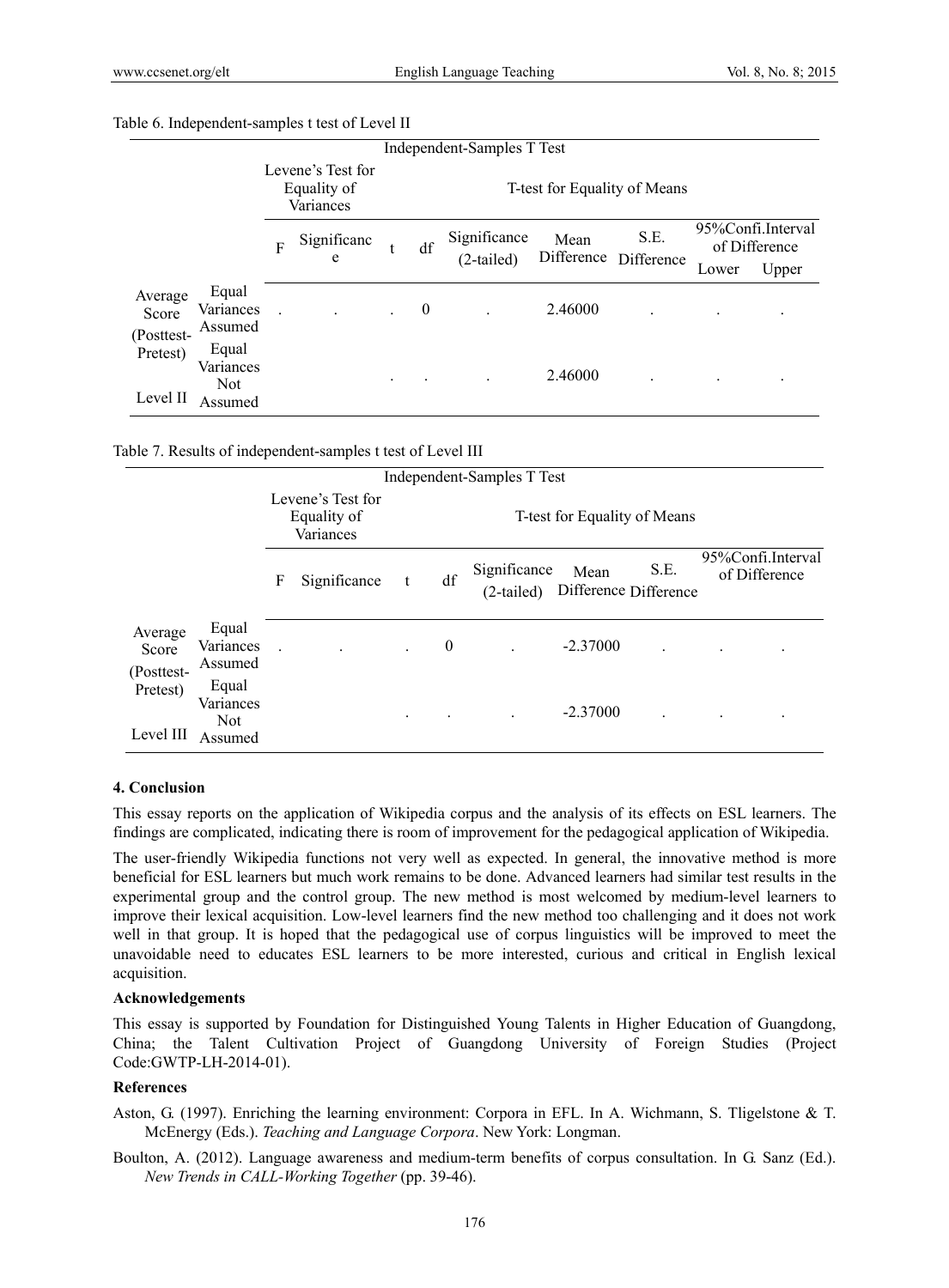Table 6. Independent-samples t test of Level II

| | | Levene's Test for Equality of Variances | | T-test for Equality of Means | | | | | | |
|---|---|---|---|---|---|---|---|---|---|---|
| | | F | Significance | t | df | Significance (2-tailed) | Mean Difference | S.E. Difference | 95%Confi.Interval of Difference | |
| | | | | | | | | | Lower | Upper |
| Average Score (Posttest-Pretest) Level II | Equal Variances Assumed | . | . | . | 0 | . | 2.46000 | . | . | . |
| | Equal Variances Not Assumed | | | . | . | . | 2.46000 | . | . | . |

Table 7. Results of independent-samples t test of Level III

| | | Levene's Test for Equality of Variances | | T-test for Equality of Means | | | | | | |
|---|---|---|---|---|---|---|---|---|---|---|
| | | F | Significance | t | df | Significance (2-tailed) | Mean Difference | S.E. Difference | 95%Confi.Interval of Difference | |
| Average Score (Posttest-Pretest) Level III | Equal Variances Assumed | . | . | . | 0 | . | -2.37000 | . | . | . |
| | Equal Variances Not Assumed | | | . | . | . | -2.37000 | . | . | . |

## 4. Conclusion

This essay reports on the application of Wikipedia corpus and the analysis of its effects on ESL learners. The findings are complicated, indicating there is room of improvement for the pedagogical application of Wikipedia.

The user-friendly Wikipedia functions not very well as expected. In general, the innovative method is more beneficial for ESL learners but much work remains to be done. Advanced learners had similar test results in the experimental group and the control group. The new method is most welcomed by medium-level learners to improve their lexical acquisition. Low-level learners find the new method too challenging and it does not work well in that group. It is hoped that the pedagogical use of corpus linguistics will be improved to meet the unavoidable need to educates ESL learners to be more interested, curious and critical in English lexical acquisition.

## Acknowledgements

This essay is supported by Foundation for Distinguished Young Talents in Higher Education of Guangdong, China; the Talent Cultivation Project of Guangdong University of Foreign Studies (Project Code:GWTP-LH-2014-01).

## References

Aston, G. (1997). Enriching the learning environment: Corpora in EFL. In A. Wichmann, S. Tligelstone & T. McEnergy (Eds.). *Teaching and Language Corpora*. New York: Longman.

Boulton, A. (2012). Language awareness and medium-term benefits of corpus consultation. In G. Sanz (Ed.). *New Trends in CALL-Working Together* (pp. 39-46).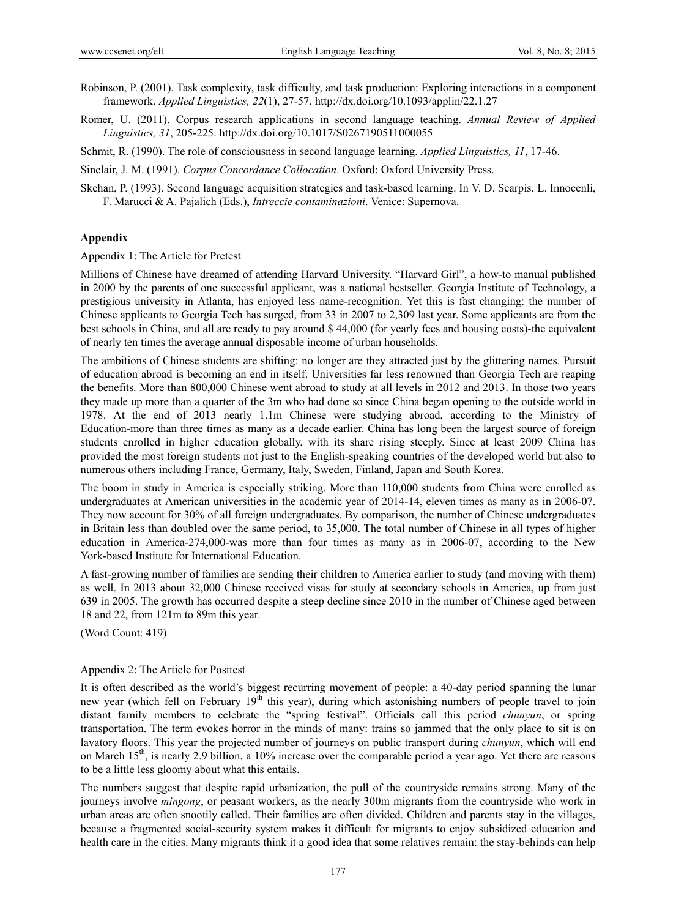Robinson, P. (2001). Task complexity, task difficulty, and task production: Exploring interactions in a component framework. *Applied Linguistics, 22*(1), 27-57. http://dx.doi.org/10.1093/applin/22.1.27

Romer, U. (2011). Corpus research applications in second language teaching. *Annual Review of Applied Linguistics, 31*, 205-225. http://dx.doi.org/10.1017/S0267190511000055

Schmit, R. (1990). The role of consciousness in second language learning. *Applied Linguistics, 11*, 17-46.

Sinclair, J. M. (1991). *Corpus Concordance Collocation*. Oxford: Oxford University Press.

Skehan, P. (1993). Second language acquisition strategies and task-based learning. In V. D. Scarpis, L. Innocenli, F. Marucci & A. Pajalich (Eds.), *Intreccie contaminazioni*. Venice: Supernova.

## Appendix

Appendix 1: The Article for Pretest

Millions of Chinese have dreamed of attending Harvard University. "Harvard Girl", a how-to manual published in 2000 by the parents of one successful applicant, was a national bestseller. Georgia Institute of Technology, a prestigious university in Atlanta, has enjoyed less name-recognition. Yet this is fast changing: the number of Chinese applicants to Georgia Tech has surged, from 33 in 2007 to 2,309 last year. Some applicants are from the best schools in China, and all are ready to pay around $ 44,000 (for yearly fees and housing costs)-the equivalent of nearly ten times the average annual disposable income of urban households.

The ambitions of Chinese students are shifting: no longer are they attracted just by the glittering names. Pursuit of education abroad is becoming an end in itself. Universities far less renowned than Georgia Tech are reaping the benefits. More than 800,000 Chinese went abroad to study at all levels in 2012 and 2013. In those two years they made up more than a quarter of the 3m who had done so since China began opening to the outside world in 1978. At the end of 2013 nearly 1.1m Chinese were studying abroad, according to the Ministry of Education-more than three times as many as a decade earlier. China has long been the largest source of foreign students enrolled in higher education globally, with its share rising steeply. Since at least 2009 China has provided the most foreign students not just to the English-speaking countries of the developed world but also to numerous others including France, Germany, Italy, Sweden, Finland, Japan and South Korea.

The boom in study in America is especially striking. More than 110,000 students from China were enrolled as undergraduates at American universities in the academic year of 2014-14, eleven times as many as in 2006-07. They now account for 30% of all foreign undergraduates. By comparison, the number of Chinese undergraduates in Britain less than doubled over the same period, to 35,000. The total number of Chinese in all types of higher education in America-274,000-was more than four times as many as in 2006-07, according to the New York-based Institute for International Education.

A fast-growing number of families are sending their children to America earlier to study (and moving with them) as well. In 2013 about 32,000 Chinese received visas for study at secondary schools in America, up from just 639 in 2005. The growth has occurred despite a steep decline since 2010 in the number of Chinese aged between 18 and 22, from 121m to 89m this year.

(Word Count: 419)

Appendix 2: The Article for Posttest

It is often described as the world's biggest recurring movement of people: a 40-day period spanning the lunar new year (which fell on February 19th this year), during which astonishing numbers of people travel to join distant family members to celebrate the "spring festival". Officials call this period *chunyun*, or spring transportation. The term evokes horror in the minds of many: trains so jammed that the only place to sit is on lavatory floors. This year the projected number of journeys on public transport during *chunyun*, which will end on March 15th, is nearly 2.9 billion, a 10% increase over the comparable period a year ago. Yet there are reasons to be a little less gloomy about what this entails.

The numbers suggest that despite rapid urbanization, the pull of the countryside remains strong. Many of the journeys involve *mingong*, or peasant workers, as the nearly 300m migrants from the countryside who work in urban areas are often snootily called. Their families are often divided. Children and parents stay in the villages, because a fragmented social-security system makes it difficult for migrants to enjoy subsidized education and health care in the cities. Many migrants think it a good idea that some relatives remain: the stay-behinds can help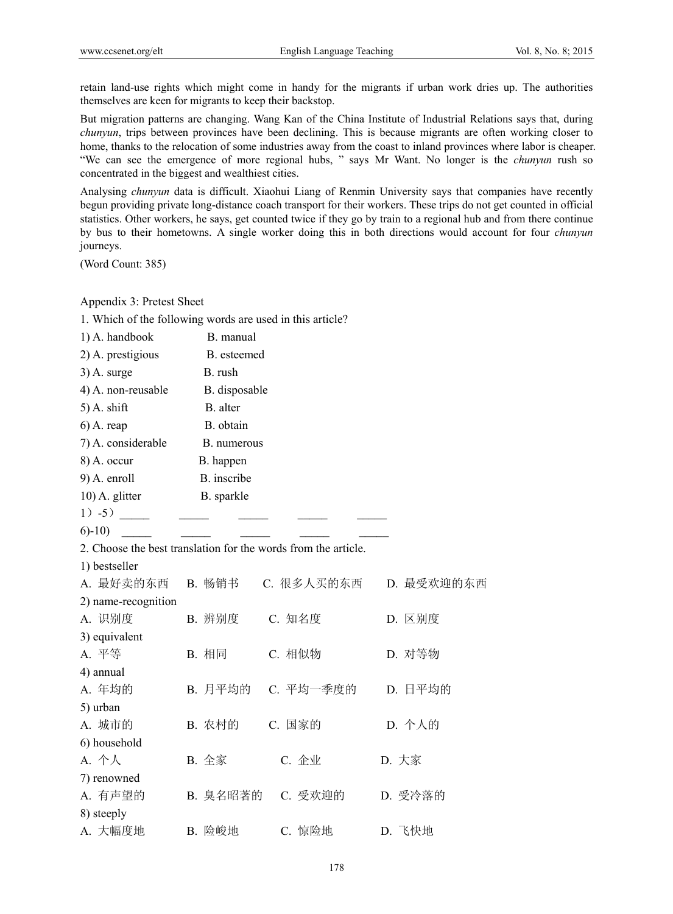retain land-use rights which might come in handy for the migrants if urban work dries up. The authorities themselves are keen for migrants to keep their backstop.

But migration patterns are changing. Wang Kan of the China Institute of Industrial Relations says that, during *chunyun*, trips between provinces have been declining. This is because migrants are often working closer to home, thanks to the relocation of some industries away from the coast to inland provinces where labor is cheaper. "We can see the emergence of more regional hubs, " says Mr Want. No longer is the *chunyun* rush so concentrated in the biggest and wealthiest cities.

Analysing *chunyun* data is difficult. Xiaohui Liang of Renmin University says that companies have recently begun providing private long-distance coach transport for their workers. These trips do not get counted in official statistics. Other workers, he says, get counted twice if they go by train to a regional hub and from there continue by bus to their hometowns. A single worker doing this in both directions would account for four *chunyun* journeys.

(Word Count: 385)

Appendix 3: Pretest Sheet

1. Which of the following words are used in this article?

1) A. handbook B. manual

2) A. prestigious B. esteemed

3) A. surge B. rush

4) A. non-reusable B. disposable

5) A. shift B. alter

6) A. reap B. obtain

7) A. considerable B. numerous

8) A. occur B. happen

9) A. enroll B. inscribe

10) A. glitter B. sparkle

1）-5）_____ _____ _____ _____ _____

6)-10) _____ _____ _____ _____ _____

2. Choose the best translation for the words from the article.

1) bestseller

A. 最好卖的东西 B. 畅销书 C. 很多人买的东西 D. 最受欢迎的东西

2) name-recognition

A. 识别度 B. 辨别度 C. 知名度 D. 区别度

3) equivalent

A. 平等 B. 相同 C. 相似物 D. 对等物

4) annual

A. 年均的 B. 月平均的 C. 平均一季度的 D. 日平均的

5) urban

A. 城市的 B. 农村的 C. 国家的 D. 个人的

6) household

A. 个人 B. 全家 C. 企业 D. 大家

7) renowned

A. 有声望的 B. 臭名昭著的 C. 受欢迎的 D. 受冷落的

8) steeply

A. 大幅度地 B. 险峻地 C. 惊险地 D. 飞快地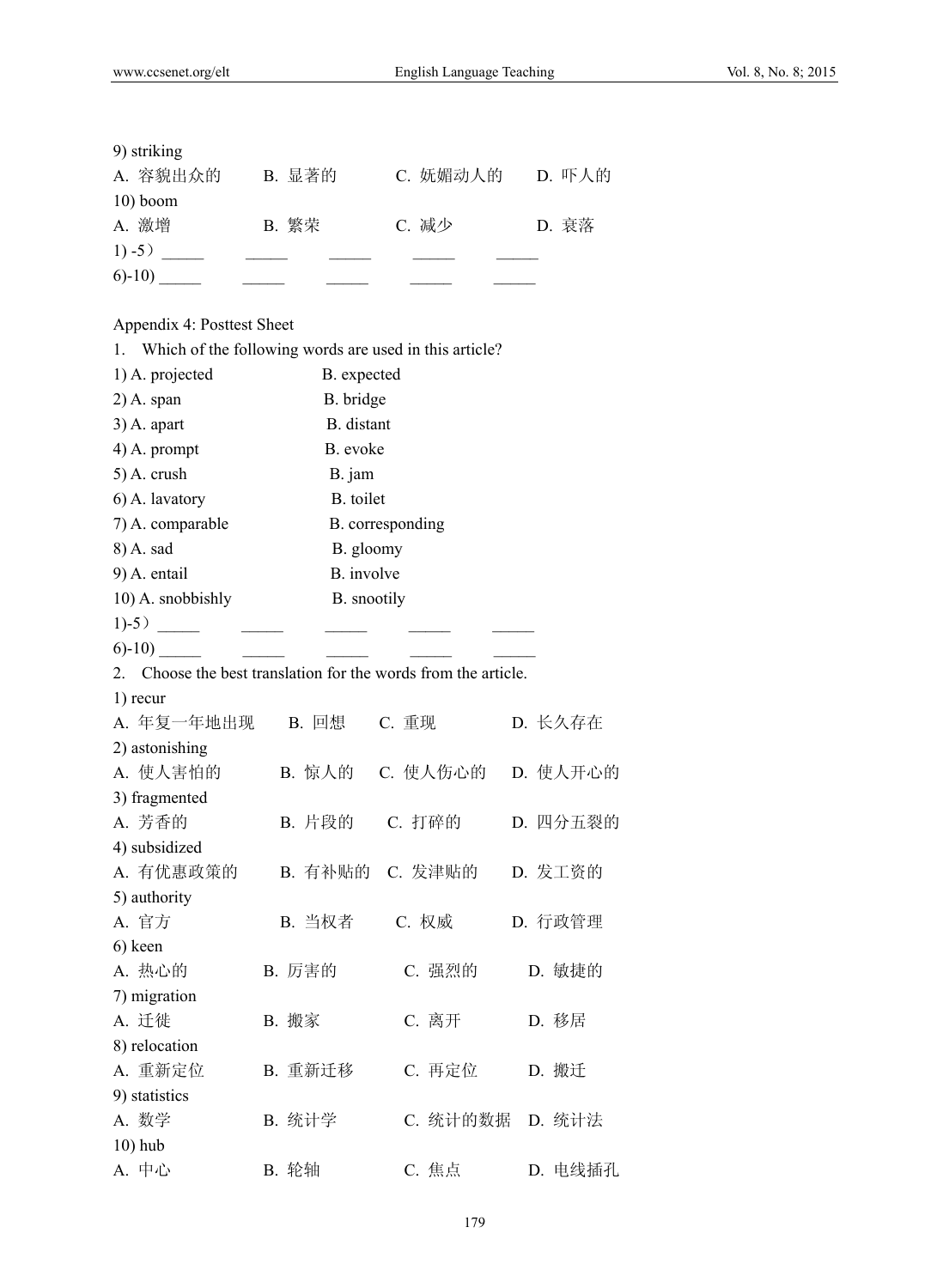9) striking

A. 容貌出众的　　B. 显著的　　C. 妩媚动人的　　D. 吓人的

10) boom

A. 激增　　B. 繁荣　　C. 减少　　D. 衰落

1) -5）_____ _____ _____ _____ _____

6)-10) _____ _____ _____ _____ _____

Appendix 4: Posttest Sheet

1. Which of the following words are used in this article?

1) A. projected　　B. expected

2) A. span　　B. bridge

3) A. apart　　B. distant

4) A. prompt　　B. evoke

5) A. crush　　B. jam

6) A. lavatory　　B. toilet

7) A. comparable　　B. corresponding

8) A. sad　　B. gloomy

9) A. entail　　B. involve

10) A. snobbishly　　B. snootily

1)-5）_____ _____ _____ _____ _____

6)-10) _____ _____ _____ _____ _____

2. Choose the best translation for the words from the article.

1) recur

A. 年复一年地出现　　B. 回想　　C. 重现　　D. 长久存在

2) astonishing

A. 使人害怕的　　B. 惊人的　　C. 使人伤心的　　D. 使人开心的

3) fragmented

A. 芳香的　　B. 片段的　　C. 打碎的　　D. 四分五裂的

4) subsidized

A. 有优惠政策的　　B. 有补贴的　　C. 发津贴的　　D. 发工资的

5) authority

A. 官方　　B. 当权者　　C. 权威　　D. 行政管理

6) keen

A. 热心的　　B. 厉害的　　C. 强烈的　　D. 敏捷的

7) migration

A. 迁徙　　B. 搬家　　C. 离开　　D. 移居

8) relocation

A. 重新定位　　B. 重新迁移　　C. 再定位　　D. 搬迁

9) statistics

A. 数学　　B. 统计学　　C. 统计的数据　　D. 统计法

10) hub

A. 中心　　B. 轮轴　　C. 焦点　　D. 电线插孔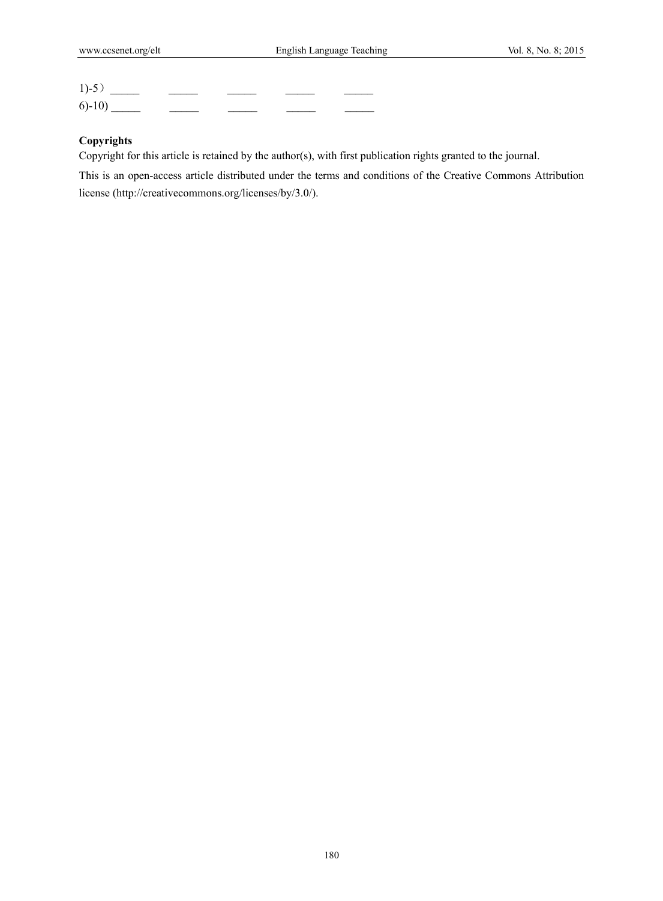1)-5） _____ _____ _____ _____ _____

6)-10) _____ _____ _____ _____ _____

**Copyrights**

Copyright for this article is retained by the author(s), with first publication rights granted to the journal.

This is an open-access article distributed under the terms and conditions of the Creative Commons Attribution license (http://creativecommons.org/licenses/by/3.0/).